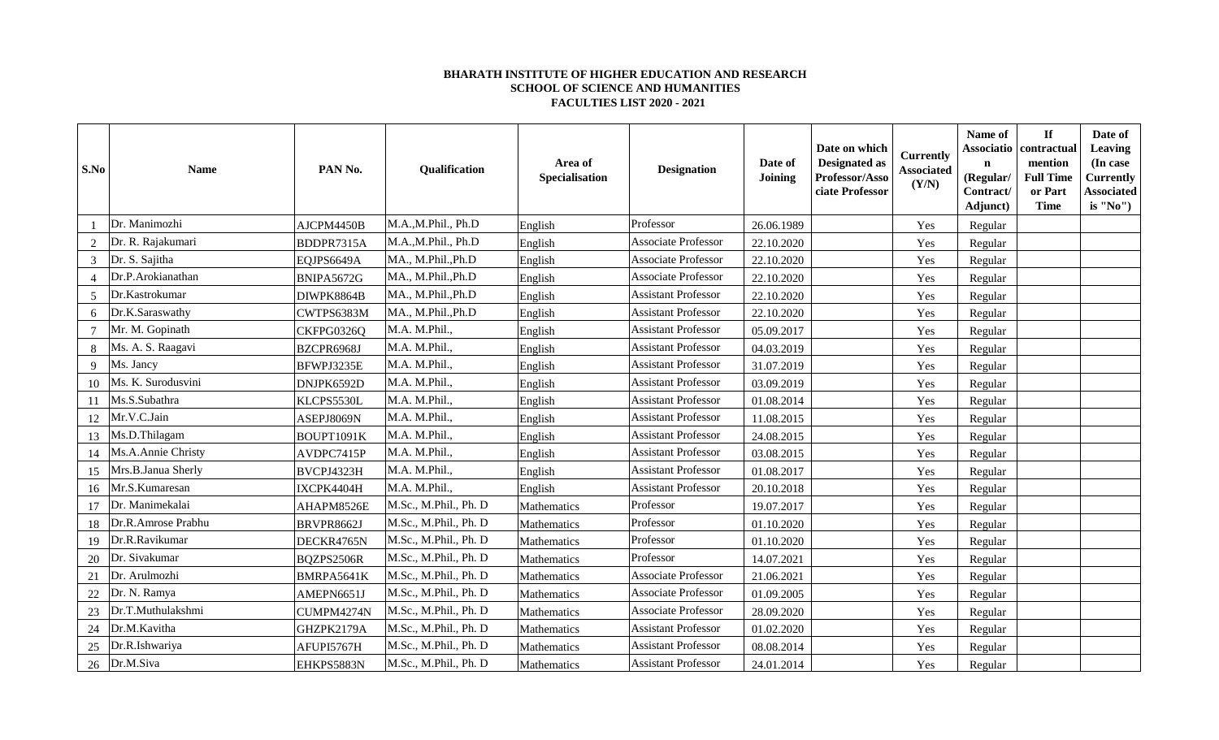**BHARATH INSTITUTE OF HIGHER EDUCATION AND RESEARCH**
**SCHOOL OF SCIENCE AND HUMANITIES**
**FACULTIES LIST 2020 - 2021**

| S.No | Name | PAN No. | Qualification | Area of Specialisation | Designation | Date of Joining | Date on which Designated as Professor/Associate Professor | Currently Associated (Y/N) | Name of Association (Regular/ Contract/ Adjunct) | If contractual mention Full Time or Part Time | Date of Leaving (In case Currently Associated is "No") |
|---|---|---|---|---|---|---|---|---|---|---|---|
| 1 | Dr. Manimozhi | AJCPM4450B | M.A.,M.Phil., Ph.D | English | Professor | 26.06.1989 | | Yes | Regular | | |
| 2 | Dr. R. Rajakumari | BDDPR7315A | M.A.,M.Phil., Ph.D | English | Associate Professor | 22.10.2020 | | Yes | Regular | | |
| 3 | Dr. S. Sajitha | EQJPS6649A | MA., M.Phil.,Ph.D | English | Associate Professor | 22.10.2020 | | Yes | Regular | | |
| 4 | Dr.P.Arokianathan | BNIPA5672G | MA., M.Phil.,Ph.D | English | Associate Professor | 22.10.2020 | | Yes | Regular | | |
| 5 | Dr.Kastrokumar | DIWPK8864B | MA., M.Phil.,Ph.D | English | Assistant Professor | 22.10.2020 | | Yes | Regular | | |
| 6 | Dr.K.Saraswathy | CWTPS6383M | MA., M.Phil.,Ph.D | English | Assistant Professor | 22.10.2020 | | Yes | Regular | | |
| 7 | Mr. M. Gopinath | CKFPG0326Q | M.A. M.Phil., | English | Assistant Professor | 05.09.2017 | | Yes | Regular | | |
| 8 | Ms. A. S. Raagavi | BZCPR6968J | M.A. M.Phil., | English | Assistant Professor | 04.03.2019 | | Yes | Regular | | |
| 9 | Ms. Jancy | BFWPJ3235E | M.A. M.Phil., | English | Assistant Professor | 31.07.2019 | | Yes | Regular | | |
| 10 | Ms. K. Surodusvini | DNJPK6592D | M.A. M.Phil., | English | Assistant Professor | 03.09.2019 | | Yes | Regular | | |
| 11 | Ms.S.Subathra | KLCPS5530L | M.A. M.Phil., | English | Assistant Professor | 01.08.2014 | | Yes | Regular | | |
| 12 | Mr.V.C.Jain | ASEPJ8069N | M.A. M.Phil., | English | Assistant Professor | 11.08.2015 | | Yes | Regular | | |
| 13 | Ms.D.Thilagam | BOUPT1091K | M.A. M.Phil., | English | Assistant Professor | 24.08.2015 | | Yes | Regular | | |
| 14 | Ms.A.Annie Christy | AVDPC7415P | M.A. M.Phil., | English | Assistant Professor | 03.08.2015 | | Yes | Regular | | |
| 15 | Mrs.B.Janua Sherly | BVCPJ4323H | M.A. M.Phil., | English | Assistant Professor | 01.08.2017 | | Yes | Regular | | |
| 16 | Mr.S.Kumaresan | IXCPK4404H | M.A. M.Phil., | English | Assistant Professor | 20.10.2018 | | Yes | Regular | | |
| 17 | Dr. Manimekalai | AHAPM8526E | M.Sc., M.Phil., Ph. D | Mathematics | Professor | 19.07.2017 | | Yes | Regular | | |
| 18 | Dr.R.Amrose Prabhu | BRVPR8662J | M.Sc., M.Phil., Ph. D | Mathematics | Professor | 01.10.2020 | | Yes | Regular | | |
| 19 | Dr.R.Ravikumar | DECKR4765N | M.Sc., M.Phil., Ph. D | Mathematics | Professor | 01.10.2020 | | Yes | Regular | | |
| 20 | Dr. Sivakumar | BQZPS2506R | M.Sc., M.Phil., Ph. D | Mathematics | Professor | 14.07.2021 | | Yes | Regular | | |
| 21 | Dr. Arulmozhi | BMRPA5641K | M.Sc., M.Phil., Ph. D | Mathematics | Associate Professor | 21.06.2021 | | Yes | Regular | | |
| 22 | Dr. N. Ramya | AMEPN6651J | M.Sc., M.Phil., Ph. D | Mathematics | Associate Professor | 01.09.2005 | | Yes | Regular | | |
| 23 | Dr.T.Muthulakshmi | CUMPM4274N | M.Sc., M.Phil., Ph. D | Mathematics | Associate Professor | 28.09.2020 | | Yes | Regular | | |
| 24 | Dr.M.Kavitha | GHZPK2179A | M.Sc., M.Phil., Ph. D | Mathematics | Assistant Professor | 01.02.2020 | | Yes | Regular | | |
| 25 | Dr.R.Ishwariya | AFUPI5767H | M.Sc., M.Phil., Ph. D | Mathematics | Assistant Professor | 08.08.2014 | | Yes | Regular | | |
| 26 | Dr.M.Siva | EHKPS5883N | M.Sc., M.Phil., Ph. D | Mathematics | Assistant Professor | 24.01.2014 | | Yes | Regular | | |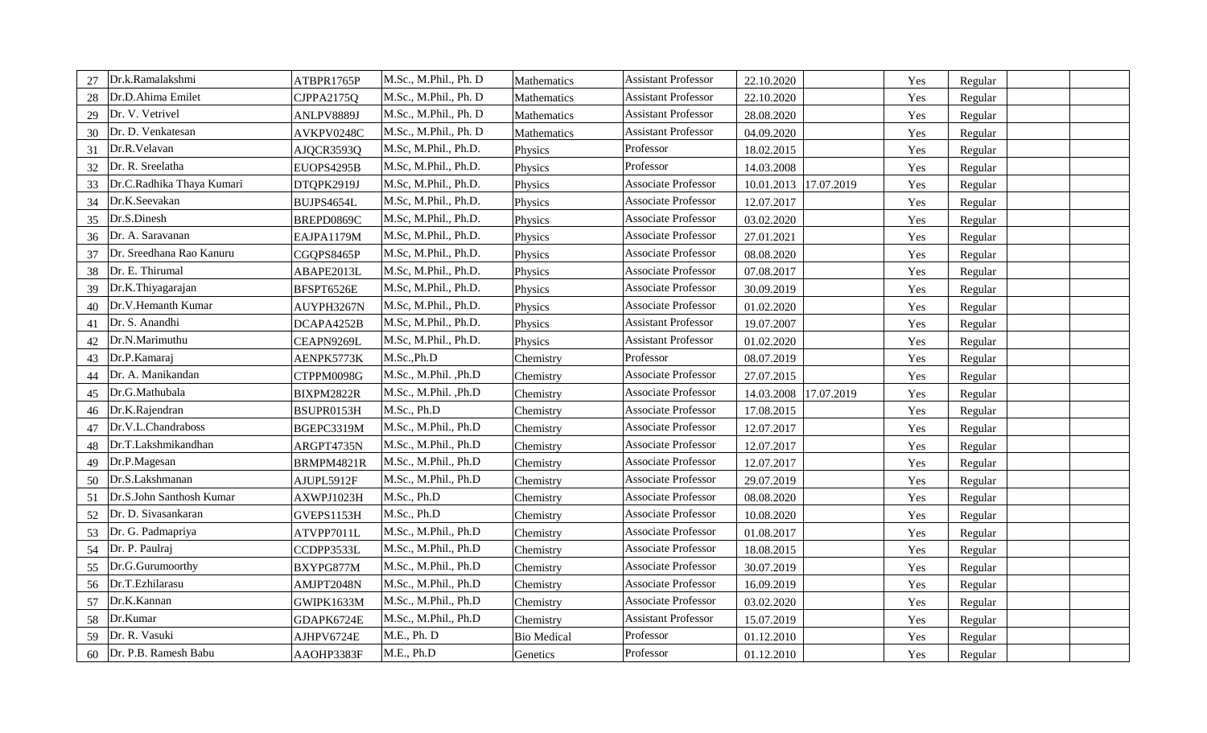| 27 | Dr.k.Ramalakshmi | ATBPR1765P | M.Sc., M.Phil., Ph. D | Mathematics | Assistant Professor | 22.10.2020 | | Yes | Regular | | |
|---|---|---|---|---|---|---|---|---|---|---|---|
| 28 | Dr.D.Ahima Emilet | CJPPA2175Q | M.Sc., M.Phil., Ph. D | Mathematics | Assistant Professor | 22.10.2020 | | Yes | Regular | | |
| 29 | Dr. V. Vetrivel | ANLPV8889J | M.Sc., M.Phil., Ph. D | Mathematics | Assistant Professor | 28.08.2020 | | Yes | Regular | | |
| 30 | Dr. D. Venkatesan | AVKPV0248C | M.Sc., M.Phil., Ph. D | Mathematics | Assistant Professor | 04.09.2020 | | Yes | Regular | | |
| 31 | Dr.R.Velavan | AJQCR3593Q | M.Sc, M.Phil., Ph.D. | Physics | Professor | 18.02.2015 | | Yes | Regular | | |
| 32 | Dr. R. Sreelatha | EUOPS4295B | M.Sc, M.Phil., Ph.D. | Physics | Professor | 14.03.2008 | | Yes | Regular | | |
| 33 | Dr.C.Radhika Thaya Kumari | DTQPK2919J | M.Sc, M.Phil., Ph.D. | Physics | Associate Professor | 10.01.2013 | 17.07.2019 | Yes | Regular | | |
| 34 | Dr.K.Seevakan | BUJPS4654L | M.Sc, M.Phil., Ph.D. | Physics | Associate Professor | 12.07.2017 | | Yes | Regular | | |
| 35 | Dr.S.Dinesh | BREPD0869C | M.Sc, M.Phil., Ph.D. | Physics | Associate Professor | 03.02.2020 | | Yes | Regular | | |
| 36 | Dr. A. Saravanan | EAJPA1179M | M.Sc, M.Phil., Ph.D. | Physics | Associate Professor | 27.01.2021 | | Yes | Regular | | |
| 37 | Dr. Sreedhana Rao Kanuru | CGQPS8465P | M.Sc, M.Phil., Ph.D. | Physics | Associate Professor | 08.08.2020 | | Yes | Regular | | |
| 38 | Dr. E. Thirumal | ABAPE2013L | M.Sc, M.Phil., Ph.D. | Physics | Associate Professor | 07.08.2017 | | Yes | Regular | | |
| 39 | Dr.K.Thiyagarajan | BFSPT6526E | M.Sc, M.Phil., Ph.D. | Physics | Associate Professor | 30.09.2019 | | Yes | Regular | | |
| 40 | Dr.V.Hemanth Kumar | AUYPH3267N | M.Sc, M.Phil., Ph.D. | Physics | Associate Professor | 01.02.2020 | | Yes | Regular | | |
| 41 | Dr. S. Anandhi | DCAPA4252B | M.Sc, M.Phil., Ph.D. | Physics | Assistant Professor | 19.07.2007 | | Yes | Regular | | |
| 42 | Dr.N.Marimuthu | CEAPN9269L | M.Sc, M.Phil., Ph.D. | Physics | Assistant Professor | 01.02.2020 | | Yes | Regular | | |
| 43 | Dr.P.Kamaraj | AENPK5773K | M.Sc.,Ph.D | Chemistry | Professor | 08.07.2019 | | Yes | Regular | | |
| 44 | Dr. A. Manikandan | CTPPM0098G | M.Sc., M.Phil. ,Ph.D | Chemistry | Associate Professor | 27.07.2015 | | Yes | Regular | | |
| 45 | Dr.G.Mathubala | BIXPM2822R | M.Sc., M.Phil. ,Ph.D | Chemistry | Associate Professor | 14.03.2008 | 17.07.2019 | Yes | Regular | | |
| 46 | Dr.K.Rajendran | BSUPR0153H | M.Sc., Ph.D | Chemistry | Associate Professor | 17.08.2015 | | Yes | Regular | | |
| 47 | Dr.V.L.Chandraboss | BGEPC3319M | M.Sc., M.Phil., Ph.D | Chemistry | Associate Professor | 12.07.2017 | | Yes | Regular | | |
| 48 | Dr.T.Lakshmikandhan | ARGPT4735N | M.Sc., M.Phil., Ph.D | Chemistry | Associate Professor | 12.07.2017 | | Yes | Regular | | |
| 49 | Dr.P.Magesan | BRMPM4821R | M.Sc., M.Phil., Ph.D | Chemistry | Associate Professor | 12.07.2017 | | Yes | Regular | | |
| 50 | Dr.S.Lakshmanan | AJUPL5912F | M.Sc., M.Phil., Ph.D | Chemistry | Associate Professor | 29.07.2019 | | Yes | Regular | | |
| 51 | Dr.S.John Santhosh Kumar | AXWPJ1023H | M.Sc., Ph.D | Chemistry | Associate Professor | 08.08.2020 | | Yes | Regular | | |
| 52 | Dr. D. Sivasankaran | GVEPS1153H | M.Sc., Ph.D | Chemistry | Associate Professor | 10.08.2020 | | Yes | Regular | | |
| 53 | Dr. G. Padmapriya | ATVPP7011L | M.Sc., M.Phil., Ph.D | Chemistry | Associate Professor | 01.08.2017 | | Yes | Regular | | |
| 54 | Dr. P. Paulraj | CCDPP3533L | M.Sc., M.Phil., Ph.D | Chemistry | Associate Professor | 18.08.2015 | | Yes | Regular | | |
| 55 | Dr.G.Gurumoorthy | BXYPG877M | M.Sc., M.Phil., Ph.D | Chemistry | Associate Professor | 30.07.2019 | | Yes | Regular | | |
| 56 | Dr.T.Ezhilarasu | AMJPT2048N | M.Sc., M.Phil., Ph.D | Chemistry | Associate Professor | 16.09.2019 | | Yes | Regular | | |
| 57 | Dr.K.Kannan | GWIPK1633M | M.Sc., M.Phil., Ph.D | Chemistry | Associate Professor | 03.02.2020 | | Yes | Regular | | |
| 58 | Dr.Kumar | GDAPK6724E | M.Sc., M.Phil., Ph.D | Chemistry | Assistant Professor | 15.07.2019 | | Yes | Regular | | |
| 59 | Dr. R. Vasuki | AJHPV6724E | M.E., Ph. D | Bio Medical | Professor | 01.12.2010 | | Yes | Regular | | |
| 60 | Dr. P.B. Ramesh Babu | AAOHP3383F | M.E., Ph.D | Genetics | Professor | 01.12.2010 | | Yes | Regular | | |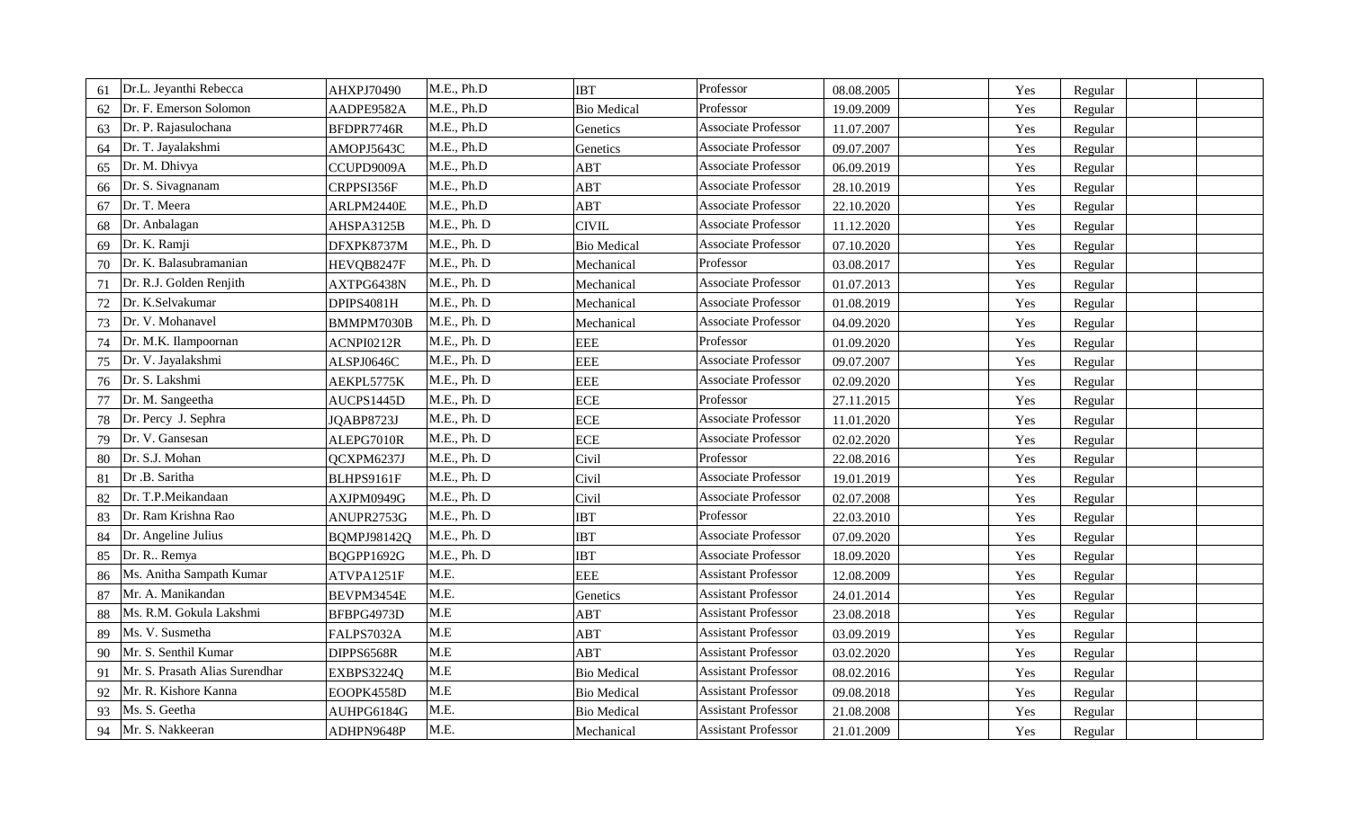| | | | | | | | | | | | |
|---|---|---|---|---|---|---|---|---|---|---|---|
| 61 | Dr.L. Jeyanthi Rebecca | AHXPJ70490 | M.E., Ph.D | IBT | Professor | 08.08.2005 | | Yes | Regular | | |
| 62 | Dr. F. Emerson Solomon | AADPE9582A | M.E., Ph.D | Bio Medical | Professor | 19.09.2009 | | Yes | Regular | | |
| 63 | Dr. P. Rajasulochana | BFDPR7746R | M.E., Ph.D | Genetics | Associate Professor | 11.07.2007 | | Yes | Regular | | |
| 64 | Dr. T. Jayalakshmi | AMOPJ5643C | M.E., Ph.D | Genetics | Associate Professor | 09.07.2007 | | Yes | Regular | | |
| 65 | Dr. M. Dhivya | CCUPD9009A | M.E., Ph.D | ABT | Associate Professor | 06.09.2019 | | Yes | Regular | | |
| 66 | Dr. S. Sivagnanam | CRPPSI356F | M.E., Ph.D | ABT | Associate Professor | 28.10.2019 | | Yes | Regular | | |
| 67 | Dr. T. Meera | ARLPM2440E | M.E., Ph.D | ABT | Associate Professor | 22.10.2020 | | Yes | Regular | | |
| 68 | Dr. Anbalagan | AHSPA3125B | M.E., Ph. D | CIVIL | Associate Professor | 11.12.2020 | | Yes | Regular | | |
| 69 | Dr. K. Ramji | DFXPK8737M | M.E., Ph. D | Bio Medical | Associate Professor | 07.10.2020 | | Yes | Regular | | |
| 70 | Dr. K. Balasubramanian | HEVQB8247F | M.E., Ph. D | Mechanical | Professor | 03.08.2017 | | Yes | Regular | | |
| 71 | Dr. R.J. Golden Renjith | AXTPG6438N | M.E., Ph. D | Mechanical | Associate Professor | 01.07.2013 | | Yes | Regular | | |
| 72 | Dr. K.Selvakumar | DPIPS4081H | M.E., Ph. D | Mechanical | Associate Professor | 01.08.2019 | | Yes | Regular | | |
| 73 | Dr. V. Mohanavel | BMMPM7030B | M.E., Ph. D | Mechanical | Associate Professor | 04.09.2020 | | Yes | Regular | | |
| 74 | Dr. M.K. Ilampoornan | ACNPI0212R | M.E., Ph. D | EEE | Professor | 01.09.2020 | | Yes | Regular | | |
| 75 | Dr. V. Jayalakshmi | ALSPJ0646C | M.E., Ph. D | EEE | Associate Professor | 09.07.2007 | | Yes | Regular | | |
| 76 | Dr. S. Lakshmi | AEKPL5775K | M.E., Ph. D | EEE | Associate Professor | 02.09.2020 | | Yes | Regular | | |
| 77 | Dr. M. Sangeetha | AUCPS1445D | M.E., Ph. D | ECE | Professor | 27.11.2015 | | Yes | Regular | | |
| 78 | Dr. Percy J. Sephra | JQABP8723J | M.E., Ph. D | ECE | Associate Professor | 11.01.2020 | | Yes | Regular | | |
| 79 | Dr. V. Gansesan | ALEPG7010R | M.E., Ph. D | ECE | Associate Professor | 02.02.2020 | | Yes | Regular | | |
| 80 | Dr. S.J. Mohan | QCXPM6237J | M.E., Ph. D | Civil | Professor | 22.08.2016 | | Yes | Regular | | |
| 81 | Dr .B. Saritha | BLHPS9161F | M.E., Ph. D | Civil | Associate Professor | 19.01.2019 | | Yes | Regular | | |
| 82 | Dr. T.P.Meikandaan | AXJPM0949G | M.E., Ph. D | Civil | Associate Professor | 02.07.2008 | | Yes | Regular | | |
| 83 | Dr. Ram Krishna Rao | ANUPR2753G | M.E., Ph. D | IBT | Professor | 22.03.2010 | | Yes | Regular | | |
| 84 | Dr. Angeline Julius | BQMPJ98142Q | M.E., Ph. D | IBT | Associate Professor | 07.09.2020 | | Yes | Regular | | |
| 85 | Dr. R.. Remya | BQGPP1692G | M.E., Ph. D | IBT | Associate Professor | 18.09.2020 | | Yes | Regular | | |
| 86 | Ms. Anitha Sampath Kumar | ATVPA1251F | M.E. | EEE | Assistant Professor | 12.08.2009 | | Yes | Regular | | |
| 87 | Mr. A. Manikandan | BEVPM3454E | M.E. | Genetics | Assistant Professor | 24.01.2014 | | Yes | Regular | | |
| 88 | Ms. R.M. Gokula Lakshmi | BFBPG4973D | M.E | ABT | Assistant Professor | 23.08.2018 | | Yes | Regular | | |
| 89 | Ms. V. Susmetha | FALPS7032A | M.E | ABT | Assistant Professor | 03.09.2019 | | Yes | Regular | | |
| 90 | Mr. S. Senthil Kumar | DIPPS6568R | M.E | ABT | Assistant Professor | 03.02.2020 | | Yes | Regular | | |
| 91 | Mr. S. Prasath Alias Surendhar | EXBPS3224Q | M.E | Bio Medical | Assistant Professor | 08.02.2016 | | Yes | Regular | | |
| 92 | Mr. R. Kishore Kanna | EOOPK4558D | M.E | Bio Medical | Assistant Professor | 09.08.2018 | | Yes | Regular | | |
| 93 | Ms. S. Geetha | AUHPG6184G | M.E. | Bio Medical | Assistant Professor | 21.08.2008 | | Yes | Regular | | |
| 94 | Mr. S. Nakkeeran | ADHPN9648P | M.E. | Mechanical | Assistant Professor | 21.01.2009 | | Yes | Regular | | |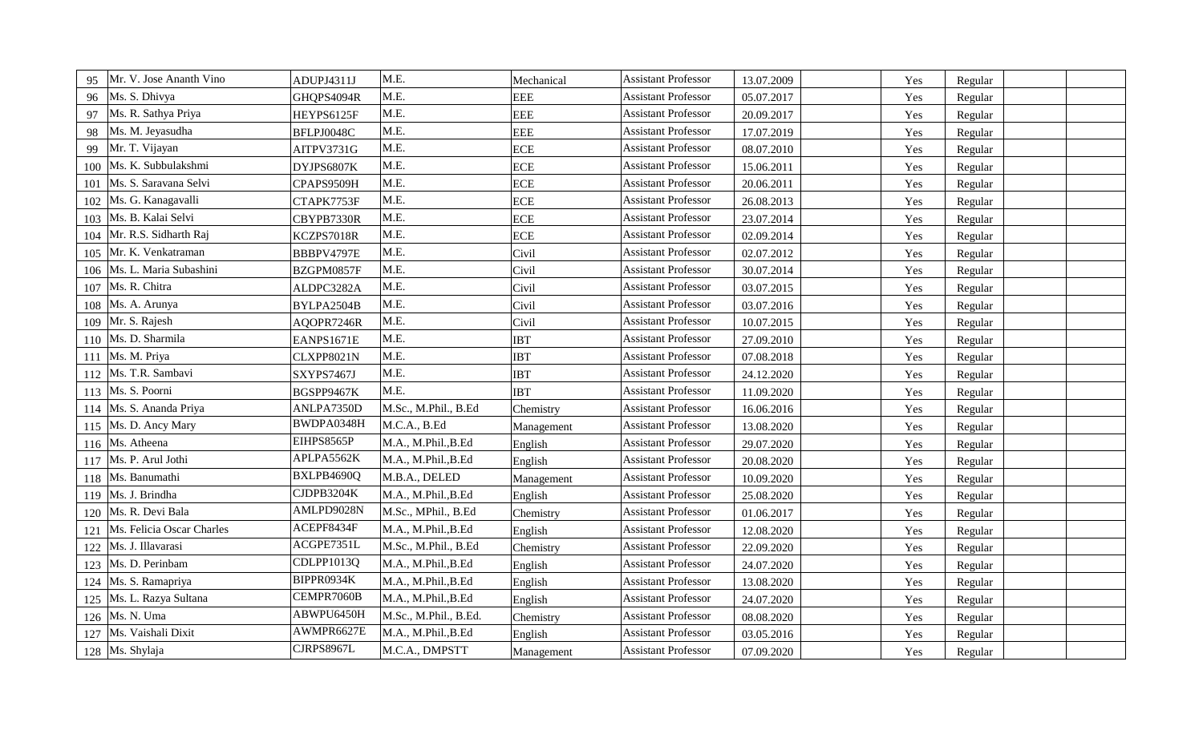| | | | | | | | | | | | |
|---|---|---|---|---|---|---|---|---|---|---|---|
| 95 | Mr. V. Jose Ananth Vino | ADUPJ4311J | M.E. | Mechanical | Assistant Professor | 13.07.2009 | | Yes | Regular | | |
| 96 | Ms. S. Dhivya | GHQPS4094R | M.E. | EEE | Assistant Professor | 05.07.2017 | | Yes | Regular | | |
| 97 | Ms. R. Sathya Priya | HEYPS6125F | M.E. | EEE | Assistant Professor | 20.09.2017 | | Yes | Regular | | |
| 98 | Ms. M. Jeyasudha | BFLPJ0048C | M.E. | EEE | Assistant Professor | 17.07.2019 | | Yes | Regular | | |
| 99 | Mr. T. Vijayan | AITPV3731G | M.E. | ECE | Assistant Professor | 08.07.2010 | | Yes | Regular | | |
| 100 | Ms. K. Subbulakshmi | DYJPS6807K | M.E. | ECE | Assistant Professor | 15.06.2011 | | Yes | Regular | | |
| 101 | Ms. S. Saravana Selvi | CPAPS9509H | M.E. | ECE | Assistant Professor | 20.06.2011 | | Yes | Regular | | |
| 102 | Ms. G. Kanagavalli | CTAPK7753F | M.E. | ECE | Assistant Professor | 26.08.2013 | | Yes | Regular | | |
| 103 | Ms. B. Kalai Selvi | CBYPB7330R | M.E. | ECE | Assistant Professor | 23.07.2014 | | Yes | Regular | | |
| 104 | Mr. R.S. Sidharth Raj | KCZPS7018R | M.E. | ECE | Assistant Professor | 02.09.2014 | | Yes | Regular | | |
| 105 | Mr. K. Venkatraman | BBBPV4797E | M.E. | Civil | Assistant Professor | 02.07.2012 | | Yes | Regular | | |
| 106 | Ms. L. Maria Subashini | BZGPM0857F | M.E. | Civil | Assistant Professor | 30.07.2014 | | Yes | Regular | | |
| 107 | Ms. R. Chitra | ALDPC3282A | M.E. | Civil | Assistant Professor | 03.07.2015 | | Yes | Regular | | |
| 108 | Ms. A. Arunya | BYLPA2504B | M.E. | Civil | Assistant Professor | 03.07.2016 | | Yes | Regular | | |
| 109 | Mr. S. Rajesh | AQOPR7246R | M.E. | Civil | Assistant Professor | 10.07.2015 | | Yes | Regular | | |
| 110 | Ms. D. Sharmila | EANPS1671E | M.E. | IBT | Assistant Professor | 27.09.2010 | | Yes | Regular | | |
| 111 | Ms. M. Priya | CLXPP8021N | M.E. | IBT | Assistant Professor | 07.08.2018 | | Yes | Regular | | |
| 112 | Ms. T.R. Sambavi | SXYPS7467J | M.E. | IBT | Assistant Professor | 24.12.2020 | | Yes | Regular | | |
| 113 | Ms. S. Poorni | BGSPP9467K | M.E. | IBT | Assistant Professor | 11.09.2020 | | Yes | Regular | | |
| 114 | Ms. S. Ananda Priya | ANLPA7350D | M.Sc., M.Phil., B.Ed | Chemistry | Assistant Professor | 16.06.2016 | | Yes | Regular | | |
| 115 | Ms. D. Ancy Mary | BWDPA0348H | M.C.A., B.Ed | Management | Assistant Professor | 13.08.2020 | | Yes | Regular | | |
| 116 | Ms. Atheena | EIHPS8565P | M.A., M.Phil.,B.Ed | English | Assistant Professor | 29.07.2020 | | Yes | Regular | | |
| 117 | Ms. P. Arul Jothi | APLPA5562K | M.A., M.Phil.,B.Ed | English | Assistant Professor | 20.08.2020 | | Yes | Regular | | |
| 118 | Ms. Banumathi | BXLPB4690Q | M.B.A., DELED | Management | Assistant Professor | 10.09.2020 | | Yes | Regular | | |
| 119 | Ms. J. Brindha | CJDPB3204K | M.A., M.Phil.,B.Ed | English | Assistant Professor | 25.08.2020 | | Yes | Regular | | |
| 120 | Ms. R. Devi Bala | AMLPD9028N | M.Sc., MPhil., B.Ed | Chemistry | Assistant Professor | 01.06.2017 | | Yes | Regular | | |
| 121 | Ms. Felicia Oscar Charles | ACEPF8434F | M.A., M.Phil.,B.Ed | English | Assistant Professor | 12.08.2020 | | Yes | Regular | | |
| 122 | Ms. J. Illavarasi | ACGPE7351L | M.Sc., M.Phil., B.Ed | Chemistry | Assistant Professor | 22.09.2020 | | Yes | Regular | | |
| 123 | Ms. D. Perinbam | CDLPP1013Q | M.A., M.Phil.,B.Ed | English | Assistant Professor | 24.07.2020 | | Yes | Regular | | |
| 124 | Ms. S. Ramapriya | BIPPR0934K | M.A., M.Phil.,B.Ed | English | Assistant Professor | 13.08.2020 | | Yes | Regular | | |
| 125 | Ms. L. Razya Sultana | CEMPR7060B | M.A., M.Phil.,B.Ed | English | Assistant Professor | 24.07.2020 | | Yes | Regular | | |
| 126 | Ms. N. Uma | ABWPU6450H | M.Sc., M.Phil., B.Ed. | Chemistry | Assistant Professor | 08.08.2020 | | Yes | Regular | | |
| 127 | Ms. Vaishali Dixit | AWMPR6627E | M.A., M.Phil.,B.Ed | English | Assistant Professor | 03.05.2016 | | Yes | Regular | | |
| 128 | Ms. Shylaja | CJRPS8967L | M.C.A., DMPSTT | Management | Assistant Professor | 07.09.2020 | | Yes | Regular | | |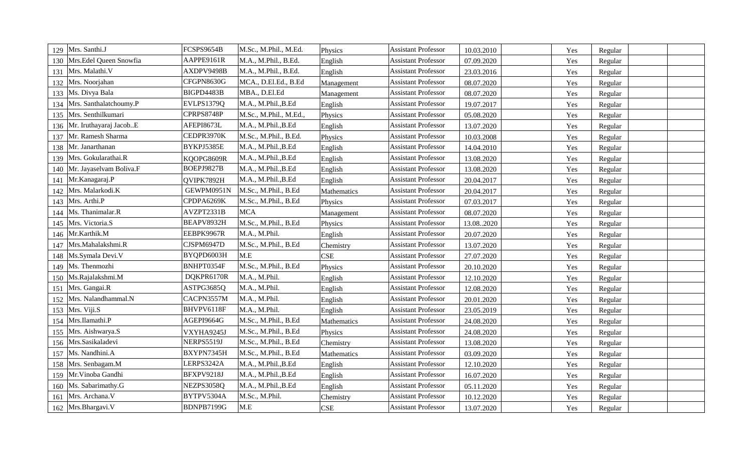| 129 | Mrs. Santhi.J | FCSPS9654B | M.Sc., M.Phil., M.Ed. | Physics | Assistant Professor | 10.03.2010 | | Yes | Regular | | |
|---|---|---|---|---|---|---|---|---|---|---|---|
| 130 | Mrs.Edel Queen Snowfia | AAPPE9161R | M.A., M.Phil., B.Ed. | English | Assistant Professor | 07.09.2020 | | Yes | Regular | | |
| 131 | Mrs. Malathi.V | AXDPV9498B | M.A., M.Phil., B.Ed. | English | Assistant Professor | 23.03.2016 | | Yes | Regular | | |
| 132 | Mrs. Noorjahan | CFGPN8630G | MCA., D.El.Ed., B.Ed | Management | Assistant Professor | 08.07.2020 | | Yes | Regular | | |
| 133 | Ms. Divya Bala | BIGPD4483B | MBA., D.El.Ed | Management | Assistant Professor | 08.07.2020 | | Yes | Regular | | |
| 134 | Mrs. Santhalatchoumy.P | EVLPS1379Q | M.A., M.Phil.,B.Ed | English | Assistant Professor | 19.07.2017 | | Yes | Regular | | |
| 135 | Mrs. Senthilkumari | CPRPS8748P | M.Sc., M.Phil., M.Ed., | Physics | Assistant Professor | 05.08.2020 | | Yes | Regular | | |
| 136 | Mr. Iruthayaraj Jacob..E | AFEPI8673L | M.A., M.Phil.,B.Ed | English | Assistant Professor | 13.07.2020 | | Yes | Regular | | |
| 137 | Mr. Ramesh Sharma | CEDPR3970K | M.Sc., M.Phil., B.Ed. | Physics | Assistant Professor | 10.03.2008 | | Yes | Regular | | |
| 138 | Mr. Janarthanan | BYKPJ5385E | M.A., M.Phil.,B.Ed | English | Assistant Professor | 14.04.2010 | | Yes | Regular | | |
| 139 | Mrs. Gokularathai.R | KQOPG8609R | M.A., M.Phil.,B.Ed | English | Assistant Professor | 13.08.2020 | | Yes | Regular | | |
| 140 | Mr. Jayaselvam Boliva.F | BOEPJ9827B | M.A., M.Phil.,B.Ed | English | Assistant Professor | 13.08.2020 | | Yes | Regular | | |
| 141 | Mr.Kanagaraj.P | QVIPK7892H | M.A., M.Phil.,B.Ed | English | Assistant Professor | 20.04.2017 | | Yes | Regular | | |
| 142 | Mrs. Malarkodi.K | GEWPM0951N | M.Sc., M.Phil., B.Ed | Mathematics | Assistant Professor | 20.04.2017 | | Yes | Regular | | |
| 143 | Mrs. Arthi.P | CPDPA6269K | M.Sc., M.Phil., B.Ed | Physics | Assistant Professor | 07.03.2017 | | Yes | Regular | | |
| 144 | Ms. Thanimalar.R | AVZPT2331B | MCA | Management | Assistant Professor | 08.07.2020 | | Yes | Regular | | |
| 145 | Mrs. Victoria.S | BEAPV8932H | M.Sc., M.Phil., B.Ed | Physics | Assistant Professor | 13.08..2020 | | Yes | Regular | | |
| 146 | Mr.Karthik.M | EEBPK9967R | M.A., M.Phil. | English | Assistant Professor | 20.07.2020 | | Yes | Regular | | |
| 147 | Mrs.Mahalakshmi.R | CJSPM6947D | M.Sc., M.Phil., B.Ed | Chemistry | Assistant Professor | 13.07.2020 | | Yes | Regular | | |
| 148 | Ms.Symala Devi.V | BYQPD6003H | M.E | CSE | Assistant Professor | 27.07.2020 | | Yes | Regular | | |
| 149 | Ms. Thenmozhi | BNHPT0354F | M.Sc., M.Phil., B.Ed | Physics | Assistant Professor | 20.10.2020 | | Yes | Regular | | |
| 150 | Ms.Rajalakshmi.M | DQKPR6170R | M.A., M.Phil. | English | Assistant Professor | 12.10.2020 | | Yes | Regular | | |
| 151 | Mrs. Gangai.R | ASTPG3685Q | M.A., M.Phil. | English | Assistant Professor | 12.08.2020 | | Yes | Regular | | |
| 152 | Mrs. Nalandhammal.N | CACPN3557M | M.A., M.Phil. | English | Assistant Professor | 20.01.2020 | | Yes | Regular | | |
| 153 | Mrs. Viji.S | BHVPV6118F | M.A., M.Phil. | English | Assistant Professor | 23.05.2019 | | Yes | Regular | | |
| 154 | Mrs.Ilamathi.P | AGEPI9664G | M.Sc., M.Phil., B.Ed | Mathematics | Assistant Professor | 24.08.2020 | | Yes | Regular | | |
| 155 | Mrs. Aishwarya.S | VXYHA9245J | M.Sc., M.Phil., B.Ed | Physics | Assistant Professor | 24.08.2020 | | Yes | Regular | | |
| 156 | Mrs.Sasikaladevi | NERPS5519J | M.Sc., M.Phil., B.Ed | Chemistry | Assistant Professor | 13.08.2020 | | Yes | Regular | | |
| 157 | Ms. Nandhini.A | BXYPN7345H | M.Sc., M.Phil., B.Ed | Mathematics | Assistant Professor | 03.09.2020 | | Yes | Regular | | |
| 158 | Mrs. Senbagam.M | LERPS3242A | M.A., M.Phil.,B.Ed | English | Assistant Professor | 12.10.2020 | | Yes | Regular | | |
| 159 | Mr.Vinoba Gandhi | BFXPV9218J | M.A., M.Phil.,B.Ed | English | Assistant Professor | 16.07.2020 | | Yes | Regular | | |
| 160 | Ms. Sabarimathy.G | NEZPS3058Q | M.A., M.Phil.,B.Ed | English | Assistant Professor | 05.11.2020 | | Yes | Regular | | |
| 161 | Mrs. Archana.V | BYTPV5304A | M.Sc., M.Phil. | Chemistry | Assistant Professor | 10.12.2020 | | Yes | Regular | | |
| 162 | Mrs.Bhargavi.V | BDNPB7199G | M.E | CSE | Assistant Professor | 13.07.2020 | | Yes | Regular | | |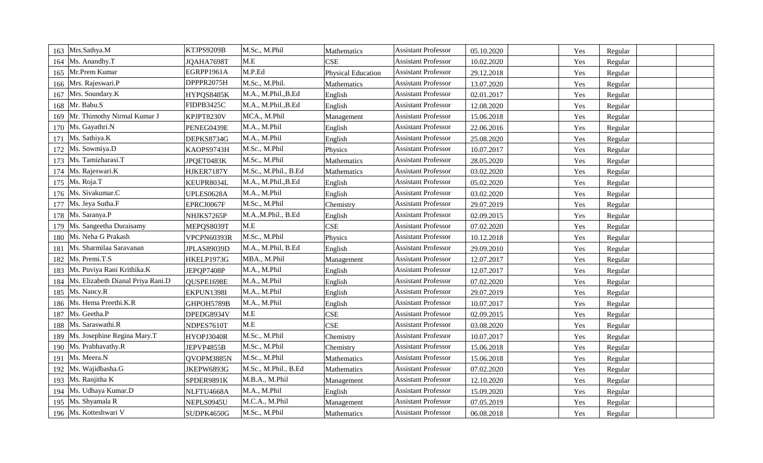| 163 | Mrs.Sathya.M | KTJPS9209B | M.Sc., M.Phil | Mathematics | Assistant Professor | 05.10.2020 | | Yes | Regular | | |
|---|---|---|---|---|---|---|---|---|---|---|---|
| 164 | Ms. Anandhy.T | JQAHA7698T | M.E | CSE | Assistant Professor | 10.02.2020 | | Yes | Regular | | |
| 165 | Mr.Prem Kumar | EGRPP1961A | M.P.Ed | Physical Education | Assistant Professor | 29.12.2018 | | Yes | Regular | | |
| 166 | Mrs. Rajeswari.P | DPPPR2075H | M.Sc., M.Phil. | Mathematics | Assistant Professor | 13.07.2020 | | Yes | Regular | | |
| 167 | Mrs. Soundary.K | HYPQS8485K | M.A., M.Phil.,B.Ed | English | Assistant Professor | 02.01.2017 | | Yes | Regular | | |
| 168 | Mr. Babu.S | FIDPB3425C | M.A., M.Phil.,B.Ed | English | Assistant Professor | 12.08.2020 | | Yes | Regular | | |
| 169 | Mr. Thimothy Nirmal Kumar J | KPJPT8230V | MCA., M.Phil | Management | Assistant Professor | 15.06.2018 | | Yes | Regular | | |
| 170 | Ms. Gayathri.N | PENEG0439E | M.A., M.Phil | English | Assistant Professor | 22.06.2016 | | Yes | Regular | | |
| 171 | Ms. Sathiya.K | DEPKS8734G | M.A., M.Phil | English | Assistant Professor | 25.08.2020 | | Yes | Regular | | |
| 172 | Ms. Sowmiya.D | KAOPS9743H | M.Sc., M.Phil | Physics | Assistant Professor | 10.07.2017 | | Yes | Regular | | |
| 173 | Ms. Tamizharasi.T | JPQET0483K | M.Sc., M.Phil | Mathematics | Assistant Professor | 28.05.2020 | | Yes | Regular | | |
| 174 | Ms. Rajeswari.K | HJKER7187Y | M.Sc., M.Phil., B.Ed | Mathematics | Assistant Professor | 03.02.2020 | | Yes | Regular | | |
| 175 | Ms. Roja.T | KEUPR8034L | M.A., M.Phil.,B.Ed | English | Assistant Professor | 05.02.2020 | | Yes | Regular | | |
| 176 | Ms. Sivakumar.C | UPLES0628A | M.A., M.Phil | English | Assistant Professor | 03.02.2020 | | Yes | Regular | | |
| 177 | Ms. Jeya Sutha.F | EPRCJ0067F | M.Sc., M.Phil | Chemistry | Assistant Professor | 29.07.2019 | | Yes | Regular | | |
| 178 | Ms. Saranya.P | NHJKS7265P | M.A.,M.Phil., B.Ed | English | Assistant Professor | 02.09.2015 | | Yes | Regular | | |
| 179 | Ms. Sangeetha Duraisamy | MEPQS8039T | M.E | CSE | Assistant Professor | 07.02.2020 | | Yes | Regular | | |
| 180 | Ms. Neha G Prakash | VPCPN60393R | M.Sc., M.Phil | Physics | Assistant Professor | 10.12.2018 | | Yes | Regular | | |
| 181 | Ms. Sharmilaa Saravanan | JPLAS89039D | M.A., M.Phil, B.Ed | English | Assistant Professor | 29.09.2010 | | Yes | Regular | | |
| 182 | Ms. Premi.T.S | HKELP1973G | MBA., M.Phil | Management | Assistant Professor | 12.07.2017 | | Yes | Regular | | |
| 183 | Ms. Puviya Rani Krithika.K | JEPQP7408P | M.A., M.Phil | English | Assistant Professor | 12.07.2017 | | Yes | Regular | | |
| 184 | Ms. Elizabeth Dianal Priya Rani.D | QUSPE1698E | M.A., M.Phil | English | Assistant Professor | 07.02.2020 | | Yes | Regular | | |
| 185 | Ms. Nancy.R | EKPUN1398I | M.A., M.Phil | English | Assistant Professor | 29.07.2019 | | Yes | Regular | | |
| 186 | Ms. Hema Preethi.K.R | GHPOH5789B | M.A., M.Phil | English | Assistant Professor | 10.07.2017 | | Yes | Regular | | |
| 187 | Ms. Geetha.P | DPEDG8934V | M.E | CSE | Assistant Professor | 02.09.2015 | | Yes | Regular | | |
| 188 | Ms. Saraswathi.R | NDPES7610T | M.E | CSE | Assistant Professor | 03.08.2020 | | Yes | Regular | | |
| 189 | Ms. Josephine Regina Mary.T | HYOPJ3040R | M.Sc., M.Phil | Chemistry | Assistant Professor | 10.07.2017 | | Yes | Regular | | |
| 190 | Ms. Prabhavathy.R | JEPVP4855B | M.Sc., M.Phil | Chemistry | Assistant Professor | 15.06.2018 | | Yes | Regular | | |
| 191 | Ms. Meera.N | QVOPM3885N | M.Sc., M.Phil | Mathematics | Assistant Professor | 15.06.2018 | | Yes | Regular | | |
| 192 | Ms. Wajidbasha.G | JKEPW6893G | M.Sc., M.Phil., B.Ed | Mathematics | Assistant Professor | 07.02.2020 | | Yes | Regular | | |
| 193 | Ms. Ranjitha K | SPDER9891K | M.B.A., M.Phil | Management | Assistant Professor | 12.10.2020 | | Yes | Regular | | |
| 194 | Ms. Udhaya Kumar.D | NLFTU4668A | M.A., M.Phil | English | Assistant Professor | 15.09.2020 | | Yes | Regular | | |
| 195 | Ms. Shyamala R | NEPLS0945U | M.C.A., M.Phil | Management | Assistant Professor | 07.05.2019 | | Yes | Regular | | |
| 196 | Ms. Kotteshwari V | SUDPK4650G | M.Sc., M.Phil | Mathematics | Assistant Professor | 06.08.2018 | | Yes | Regular | | |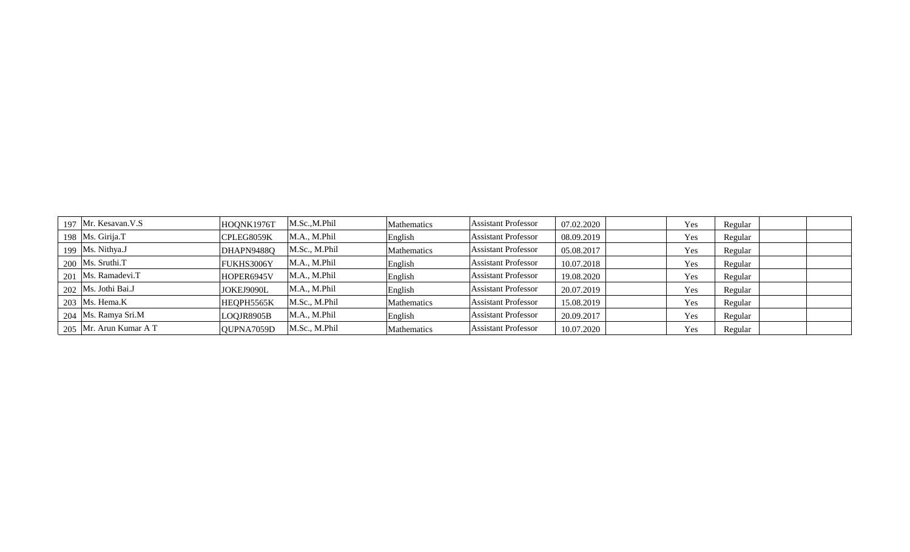| | | | | | | | | | | | |
|---|---|---|---|---|---|---|---|---|---|---|---|
| 197 | Mr. Kesavan.V.S | HOQNK1976T | M.Sc.,M.Phil | Mathematics | Assistant Professor | 07.02.2020 | | Yes | Regular | | |
| 198 | Ms. Girija.T | CPLEG8059K | M.A., M.Phil | English | Assistant Professor | 08.09.2019 | | Yes | Regular | | |
| 199 | Ms. Nithya.J | DHAPN9488Q | M.Sc., M.Phil | Mathematics | Assistant Professor | 05.08.2017 | | Yes | Regular | | |
| 200 | Ms. Sruthi.T | FUKHS3006Y | M.A., M.Phil | English | Assistant Professor | 10.07.2018 | | Yes | Regular | | |
| 201 | Ms. Ramadevi.T | HOPER6945V | M.A., M.Phil | English | Assistant Professor | 19.08.2020 | | Yes | Regular | | |
| 202 | Ms. Jothi Bai.J | JOKEJ9090L | M.A., M.Phil | English | Assistant Professor | 20.07.2019 | | Yes | Regular | | |
| 203 | Ms. Hema.K | HEQPH5565K | M.Sc., M.Phil | Mathematics | Assistant Professor | 15.08.2019 | | Yes | Regular | | |
| 204 | Ms. Ramya Sri.M | LOQJR8905B | M.A., M.Phil | English | Assistant Professor | 20.09.2017 | | Yes | Regular | | |
| 205 | Mr. Arun Kumar A T | QUPNA7059D | M.Sc., M.Phil | Mathematics | Assistant Professor | 10.07.2020 | | Yes | Regular | | |